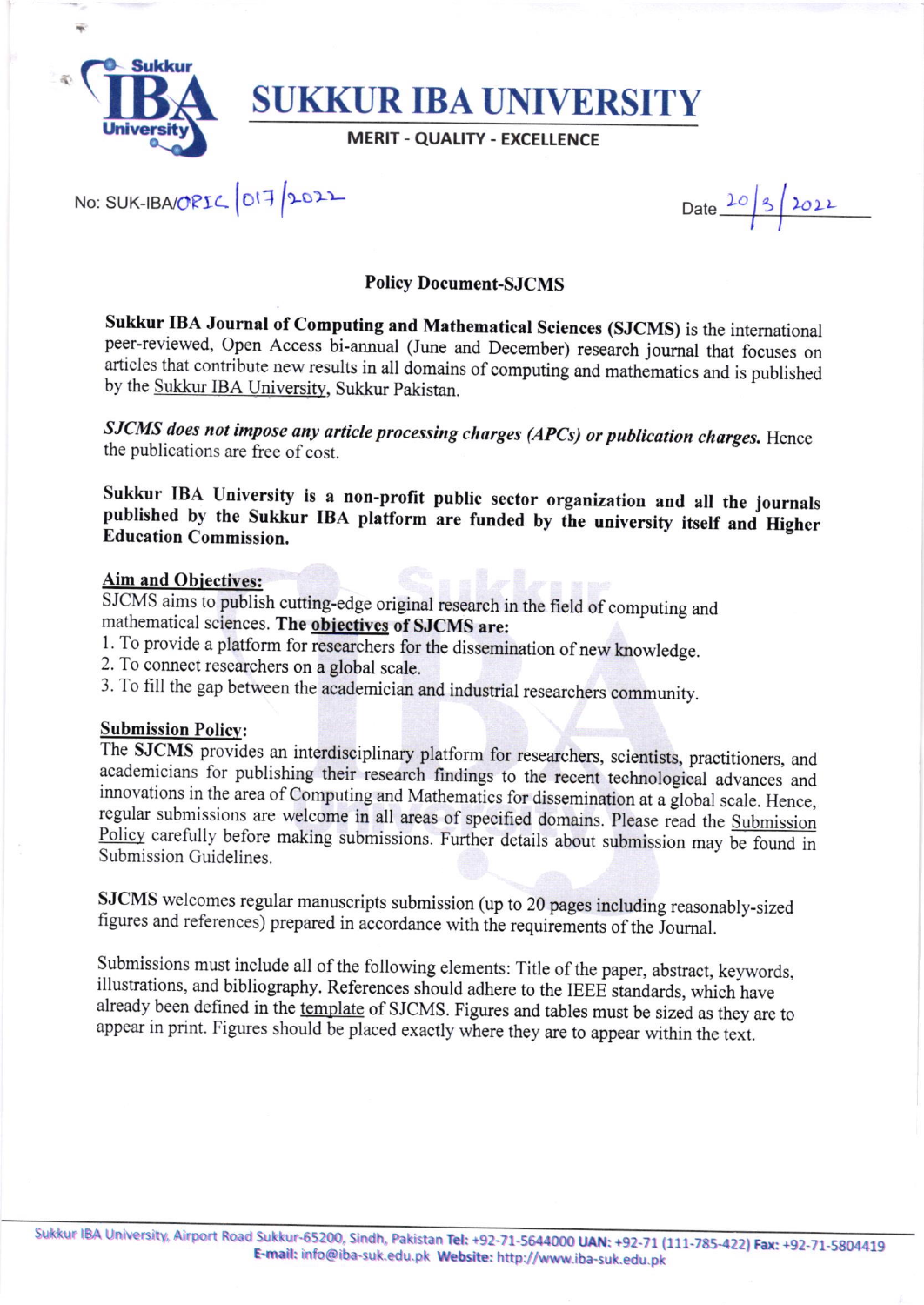# SUKKUR IBA UNIVERSITY

MERIT - QUALITY - EXCELLENCE

No: SUK-IBA/ORIC|017/2022

Date 20/3/2022

## Policy Document-SJCMS

**Sukkur IBA Journal of Computing and Mathematical Sciences (SJCMS)** is the international peer-reviewed, Open Access bi-annual (June and December) research journal that focuses on articles that contribute new results in all domains of computing and mathematics and is published by the Sukkur IBA University, Sukkur Pakistan.

***SJCMS does not impose any article processing charges (APCs) or publication charges.*** Hence the publications are free of cost.

**Sukkur IBA University is a non-profit public sector organization and all the journals published by the Sukkur IBA platform are funded by the university itself and Higher Education Commission.**

### Aim and Objectives:

SJCMS aims to publish cutting-edge original research in the field of computing and mathematical sciences. **The objectives of SJCMS are:**

1. To provide a platform for researchers for the dissemination of new knowledge.
2. To connect researchers on a global scale.
3. To fill the gap between the academician and industrial researchers community.

### Submission Policy:

The **SJCMS** provides an interdisciplinary platform for researchers, scientists, practitioners, and academicians for publishing their research findings to the recent technological advances and innovations in the area of Computing and Mathematics for dissemination at a global scale. Hence, regular submissions are welcome in all areas of specified domains. Please read the Submission Policy carefully before making submissions. Further details about submission may be found in Submission Guidelines.

**SJCMS** welcomes regular manuscripts submission (up to 20 pages including reasonably-sized figures and references) prepared in accordance with the requirements of the Journal.

Submissions must include all of the following elements: Title of the paper, abstract, keywords, illustrations, and bibliography. References should adhere to the IEEE standards, which have already been defined in the template of SJCMS. Figures and tables must be sized as they are to appear in print. Figures should be placed exactly where they are to appear within the text.

Sukkur IBA University, Airport Road Sukkur-65200, Sindh, Pakistan **Tel:** +92-71-5644000 **UAN:** +92-71 (111-785-422) **Fax:** +92-71-5804419
**E-mail:** info@iba-suk.edu.pk **Website:** http://www.iba-suk.edu.pk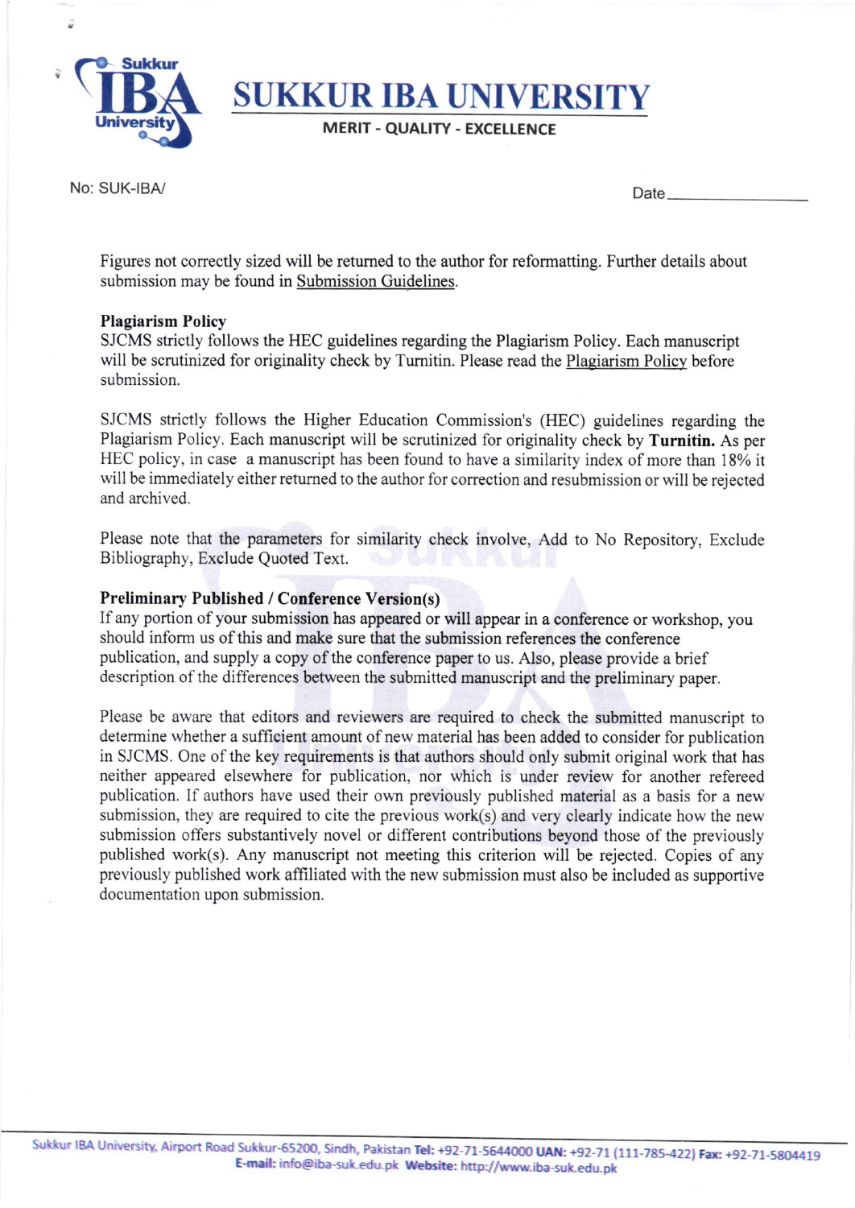Figures not correctly sized will be returned to the author for reformatting. Further details about submission may be found in Submission Guidelines.

**Plagiarism Policy**

SJCMS strictly follows the HEC guidelines regarding the Plagiarism Policy. Each manuscript will be scrutinized for originality check by Turnitin. Please read the Plagiarism Policy before submission.

SJCMS strictly follows the Higher Education Commission's (HEC) guidelines regarding the Plagiarism Policy. Each manuscript will be scrutinized for originality check by **Turnitin.** As per HEC policy, in case a manuscript has been found to have a similarity index of more than 18% it will be immediately either returned to the author for correction and resubmission or will be rejected and archived.

Please note that the parameters for similarity check involve, Add to No Repository, Exclude Bibliography, Exclude Quoted Text.

**Preliminary Published / Conference Version(s)**

If any portion of your submission has appeared or will appear in a conference or workshop, you should inform us of this and make sure that the submission references the conference publication, and supply a copy of the conference paper to us. Also, please provide a brief description of the differences between the submitted manuscript and the preliminary paper.

Please be aware that editors and reviewers are required to check the submitted manuscript to determine whether a sufficient amount of new material has been added to consider for publication in SJCMS. One of the key requirements is that authors should only submit original work that has neither appeared elsewhere for publication, nor which is under review for another refereed publication. If authors have used their own previously published material as a basis for a new submission, they are required to cite the previous work(s) and very clearly indicate how the new submission offers substantively novel or different contributions beyond those of the previously published work(s). Any manuscript not meeting this criterion will be rejected. Copies of any previously published work affiliated with the new submission must also be included as supportive documentation upon submission.